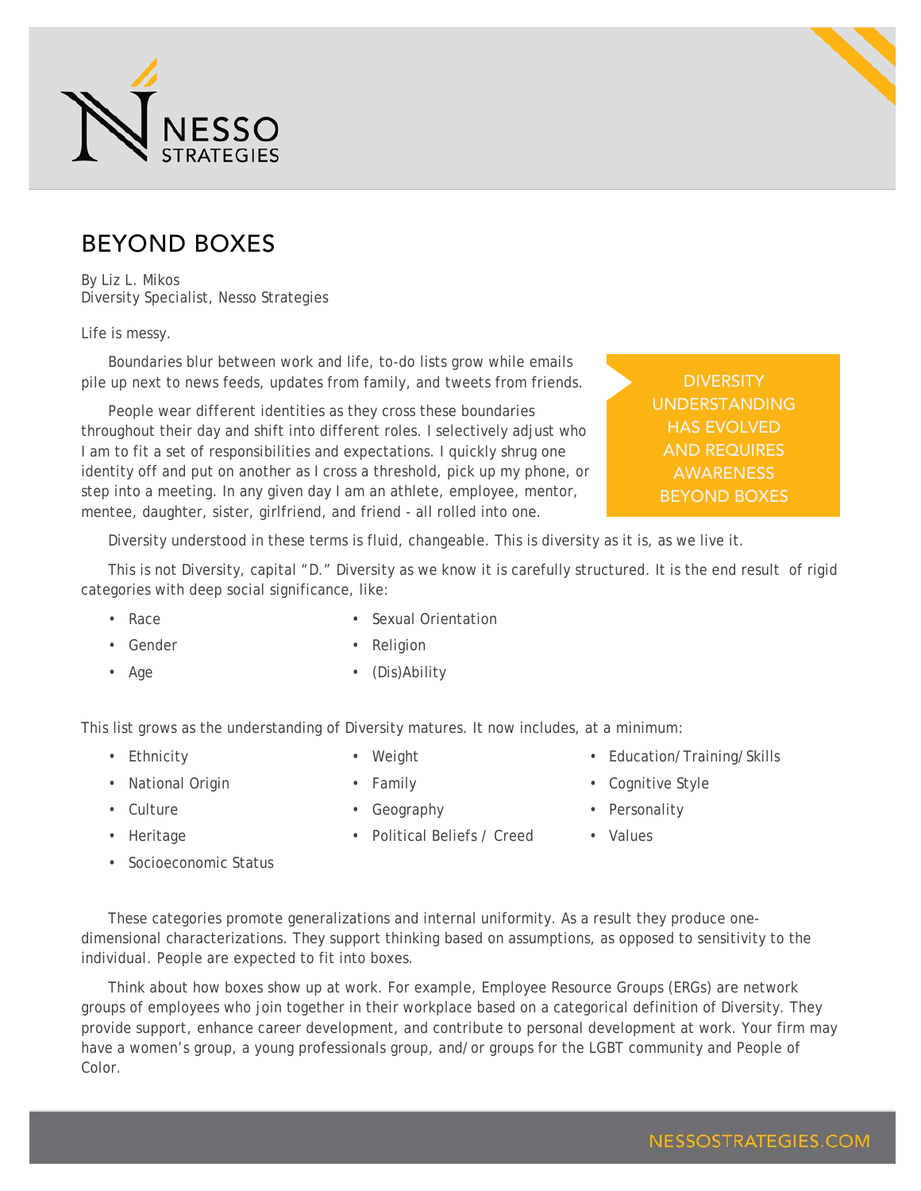# BEYOND BOXES

By Liz L. Mikos
Diversity Specialist, Nesso Strategies

Life is messy.

Boundaries blur between work and life, to-do lists grow while emails pile up next to news feeds, updates from family, and tweets from friends.

People wear different identities as they cross these boundaries throughout their day and shift into different roles. I selectively adjust who I am to fit a set of responsibilities and expectations. I quickly shrug one identity off and put on another as I cross a threshold, pick up my phone, or step into a meeting. In any given day I am an athlete, employee, mentor, mentee, daughter, sister, girlfriend, and friend - all rolled into one.

> DIVERSITY UNDERSTANDING HAS EVOLVED AND REQUIRES AWARENESS BEYOND BOXES

Diversity understood in these terms is fluid, changeable. This is diversity as it is, as we live it.

This is not Diversity, capital "D." Diversity as we know it is carefully structured. It is the end result of rigid categories with deep social significance, like:

- Race
- Gender
- Age
- Sexual Orientation
- Religion
- (Dis)Ability

This list grows as the understanding of Diversity matures. It now includes, at a minimum:

- Ethnicity
- National Origin
- Culture
- Heritage
- Socioeconomic Status
- Weight
- Family
- Geography
- Political Beliefs / Creed
- Education/Training/Skills
- Cognitive Style
- Personality
- Values

These categories promote generalizations and internal uniformity. As a result they produce one-dimensional characterizations. They support thinking based on assumptions, as opposed to sensitivity to the individual. People are expected to fit into boxes.

Think about how boxes show up at work. For example, Employee Resource Groups (ERGs) are network groups of employees who join together in their workplace based on a categorical definition of Diversity. They provide support, enhance career development, and contribute to personal development at work. Your firm may have a women's group, a young professionals group, and/or groups for the LGBT community and People of Color.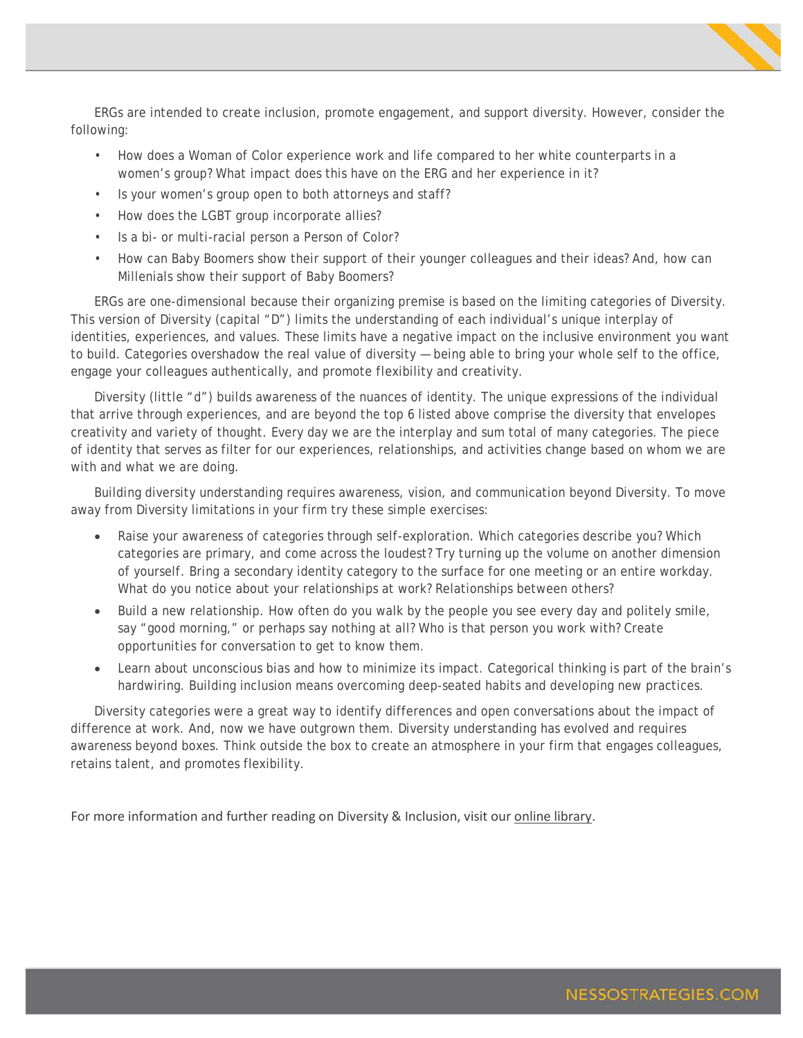ERGs are intended to create inclusion, promote engagement, and support diversity. However, consider the following:

- How does a Woman of Color experience work and life compared to her white counterparts in a women's group? What impact does this have on the ERG and her experience in it?
- Is your women's group open to both attorneys and staff?
- How does the LGBT group incorporate allies?
- Is a bi- or multi-racial person a Person of Color?
- How can Baby Boomers show their support of their younger colleagues and their ideas? And, how can Millenials show their support of Baby Boomers?

ERGs are one-dimensional because their organizing premise is based on the limiting categories of Diversity. This version of Diversity (capital "D") limits the understanding of each individual's unique interplay of identities, experiences, and values. These limits have a negative impact on the inclusive environment you want to build. Categories overshadow the real value of diversity — being able to bring your whole self to the office, engage your colleagues authentically, and promote flexibility and creativity.

Diversity (little "d") builds awareness of the nuances of identity. The unique expressions of the individual that arrive through experiences, and are beyond the top 6 listed above comprise the diversity that envelopes creativity and variety of thought. Every day we are the interplay and sum total of many categories. The piece of identity that serves as filter for our experiences, relationships, and activities change based on whom we are with and what we are doing.

Building diversity understanding requires awareness, vision, and communication beyond Diversity. To move away from Diversity limitations in your firm try these simple exercises:

- Raise your awareness of categories through self-exploration. Which categories describe you? Which categories are primary, and come across the loudest? Try turning up the volume on another dimension of yourself. Bring a secondary identity category to the surface for one meeting or an entire workday. What do you notice about your relationships at work? Relationships between others?
- Build a new relationship. How often do you walk by the people you see every day and politely smile, say "good morning," or perhaps say nothing at all? Who is that person you work with? Create opportunities for conversation to get to know them.
- Learn about unconscious bias and how to minimize its impact. Categorical thinking is part of the brain's hardwiring. Building inclusion means overcoming deep-seated habits and developing new practices.

Diversity categories were a great way to identify differences and open conversations about the impact of difference at work. And, now we have outgrown them. Diversity understanding has evolved and requires awareness beyond boxes. Think outside the box to create an atmosphere in your firm that engages colleagues, retains talent, and promotes flexibility.

For more information and further reading on Diversity & Inclusion, visit our online library.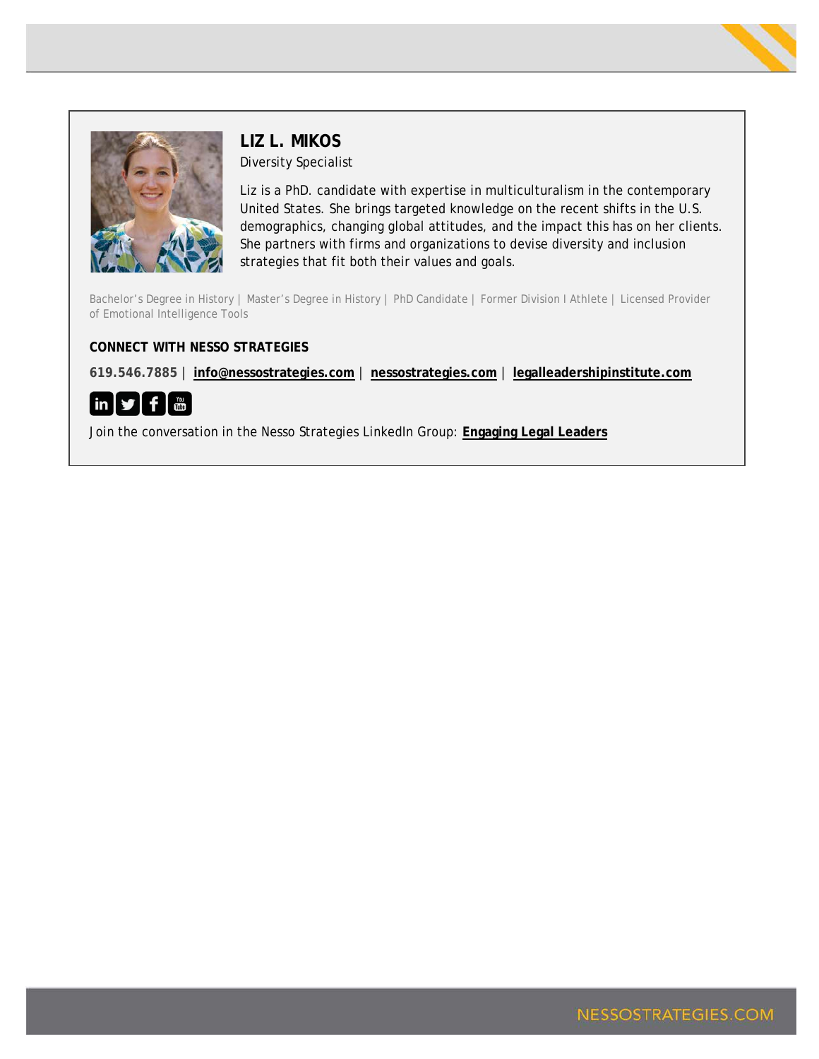## LIZ L. MIKOS

Diversity Specialist

Liz is a PhD. candidate with expertise in multiculturalism in the contemporary United States. She brings targeted knowledge on the recent shifts in the U.S. demographics, changing global attitudes, and the impact this has on her clients. She partners with firms and organizations to devise diversity and inclusion strategies that fit both their values and goals.

Bachelor's Degree in History | Master's Degree in History | PhD Candidate | Former Division I Athlete | Licensed Provider of Emotional Intelligence Tools

**CONNECT WITH NESSO STRATEGIES**

**619.546.7885** | **info@nessostrategies.com** | **nessostrategies.com** | **legalleadershipinstitute.com**

Join the conversation in the Nesso Strategies LinkedIn Group: **Engaging Legal Leaders**